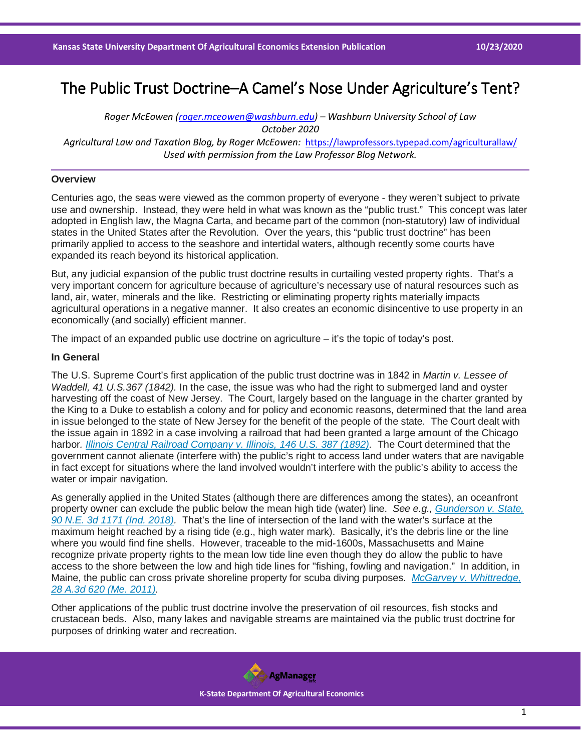# The Public Trust Doctrine–A Camel's Nose Under Agriculture's Tent?

*Roger McEowen (roger.mceowen@washburn.edu) – Washburn University School of Law*
*October 2020*
*Agricultural Law and Taxation Blog, by Roger McEowen:* https://lawprofessors.typepad.com/agriculturallaw/
*Used with permission from the Law Professor Blog Network.*

### Overview

Centuries ago, the seas were viewed as the common property of everyone - they weren't subject to private use and ownership. Instead, they were held in what was known as the "public trust." This concept was later adopted in English law, the Magna Carta, and became part of the common (non-statutory) law of individual states in the United States after the Revolution. Over the years, this "public trust doctrine" has been primarily applied to access to the seashore and intertidal waters, although recently some courts have expanded its reach beyond its historical application.

But, any judicial expansion of the public trust doctrine results in curtailing vested property rights. That's a very important concern for agriculture because of agriculture's necessary use of natural resources such as land, air, water, minerals and the like. Restricting or eliminating property rights materially impacts agricultural operations in a negative manner. It also creates an economic disincentive to use property in an economically (and socially) efficient manner.

The impact of an expanded public use doctrine on agriculture – it's the topic of today's post.

### In General

The U.S. Supreme Court's first application of the public trust doctrine was in 1842 in *Martin v. Lessee of Waddell, 41 U.S.367 (1842).* In the case, the issue was who had the right to submerged land and oyster harvesting off the coast of New Jersey. The Court, largely based on the language in the charter granted by the King to a Duke to establish a colony and for policy and economic reasons, determined that the land area in issue belonged to the state of New Jersey for the benefit of the people of the state. The Court dealt with the issue again in 1892 in a case involving a railroad that had been granted a large amount of the Chicago harbor. *Illinois Central Railroad Company v. Illinois, 146 U.S. 387 (1892).* The Court determined that the government cannot alienate (interfere with) the public's right to access land under waters that are navigable in fact except for situations where the land involved wouldn't interfere with the public's ability to access the water or impair navigation.

As generally applied in the United States (although there are differences among the states), an oceanfront property owner can exclude the public below the mean high tide (water) line. *See e.g., Gunderson v. State, 90 N.E. 3d 1171 (Ind. 2018).* That's the line of intersection of the land with the water's surface at the maximum height reached by a rising tide (e.g., high water mark). Basically, it's the debris line or the line where you would find fine shells. However, traceable to the mid-1600s, Massachusetts and Maine recognize private property rights to the mean low tide line even though they do allow the public to have access to the shore between the low and high tide lines for "fishing, fowling and navigation." In addition, in Maine, the public can cross private shoreline property for scuba diving purposes. *McGarvey v. Whittredge, 28 A.3d 620 (Me. 2011).*

Other applications of the public trust doctrine involve the preservation of oil resources, fish stocks and crustacean beds. Also, many lakes and navigable streams are maintained via the public trust doctrine for purposes of drinking water and recreation.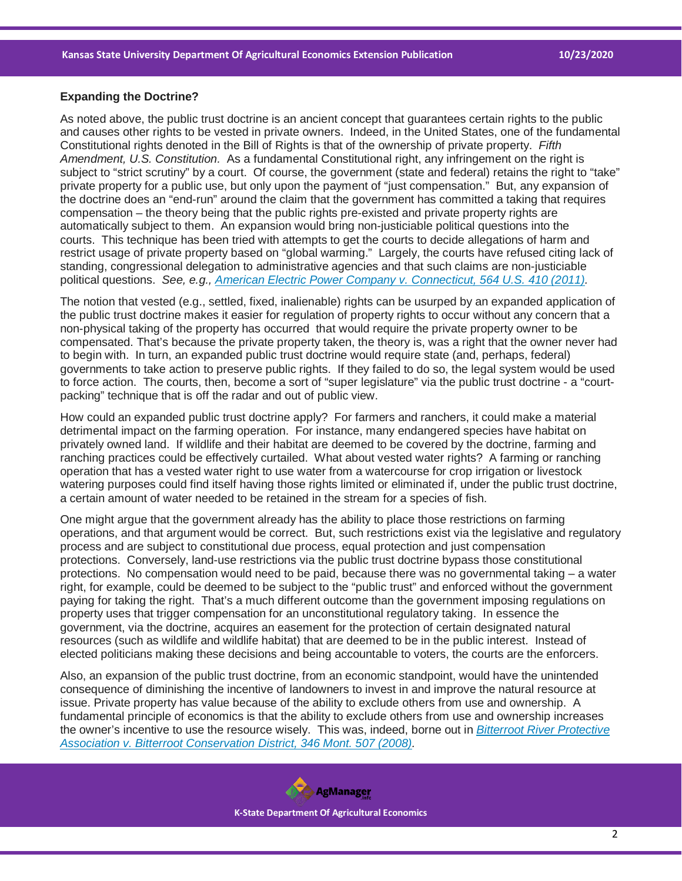**Expanding the Doctrine?**

As noted above, the public trust doctrine is an ancient concept that guarantees certain rights to the public and causes other rights to be vested in private owners. Indeed, in the United States, one of the fundamental Constitutional rights denoted in the Bill of Rights is that of the ownership of private property. *Fifth Amendment, U.S. Constitution.* As a fundamental Constitutional right, any infringement on the right is subject to "strict scrutiny" by a court. Of course, the government (state and federal) retains the right to "take" private property for a public use, but only upon the payment of "just compensation." But, any expansion of the doctrine does an "end-run" around the claim that the government has committed a taking that requires compensation – the theory being that the public rights pre-existed and private property rights are automatically subject to them. An expansion would bring non-justiciable political questions into the courts. This technique has been tried with attempts to get the courts to decide allegations of harm and restrict usage of private property based on "global warming." Largely, the courts have refused citing lack of standing, congressional delegation to administrative agencies and that such claims are non-justiciable political questions. *See, e.g., American Electric Power Company v. Connecticut, 564 U.S. 410 (2011).*

The notion that vested (e.g., settled, fixed, inalienable) rights can be usurped by an expanded application of the public trust doctrine makes it easier for regulation of property rights to occur without any concern that a non-physical taking of the property has occurred that would require the private property owner to be compensated. That's because the private property taken, the theory is, was a right that the owner never had to begin with. In turn, an expanded public trust doctrine would require state (and, perhaps, federal) governments to take action to preserve public rights. If they failed to do so, the legal system would be used to force action. The courts, then, become a sort of "super legislature" via the public trust doctrine - a "court-packing" technique that is off the radar and out of public view.

How could an expanded public trust doctrine apply? For farmers and ranchers, it could make a material detrimental impact on the farming operation. For instance, many endangered species have habitat on privately owned land. If wildlife and their habitat are deemed to be covered by the doctrine, farming and ranching practices could be effectively curtailed. What about vested water rights? A farming or ranching operation that has a vested water right to use water from a watercourse for crop irrigation or livestock watering purposes could find itself having those rights limited or eliminated if, under the public trust doctrine, a certain amount of water needed to be retained in the stream for a species of fish.

One might argue that the government already has the ability to place those restrictions on farming operations, and that argument would be correct. But, such restrictions exist via the legislative and regulatory process and are subject to constitutional due process, equal protection and just compensation protections. Conversely, land-use restrictions via the public trust doctrine bypass those constitutional protections. No compensation would need to be paid, because there was no governmental taking – a water right, for example, could be deemed to be subject to the "public trust" and enforced without the government paying for taking the right. That's a much different outcome than the government imposing regulations on property uses that trigger compensation for an unconstitutional regulatory taking. In essence the government, via the doctrine, acquires an easement for the protection of certain designated natural resources (such as wildlife and wildlife habitat) that are deemed to be in the public interest. Instead of elected politicians making these decisions and being accountable to voters, the courts are the enforcers.

Also, an expansion of the public trust doctrine, from an economic standpoint, would have the unintended consequence of diminishing the incentive of landowners to invest in and improve the natural resource at issue. Private property has value because of the ability to exclude others from use and ownership. A fundamental principle of economics is that the ability to exclude others from use and ownership increases the owner's incentive to use the resource wisely. This was, indeed, borne out in *Bitterroot River Protective Association v. Bitterroot Conservation District, 346 Mont. 507 (2008).*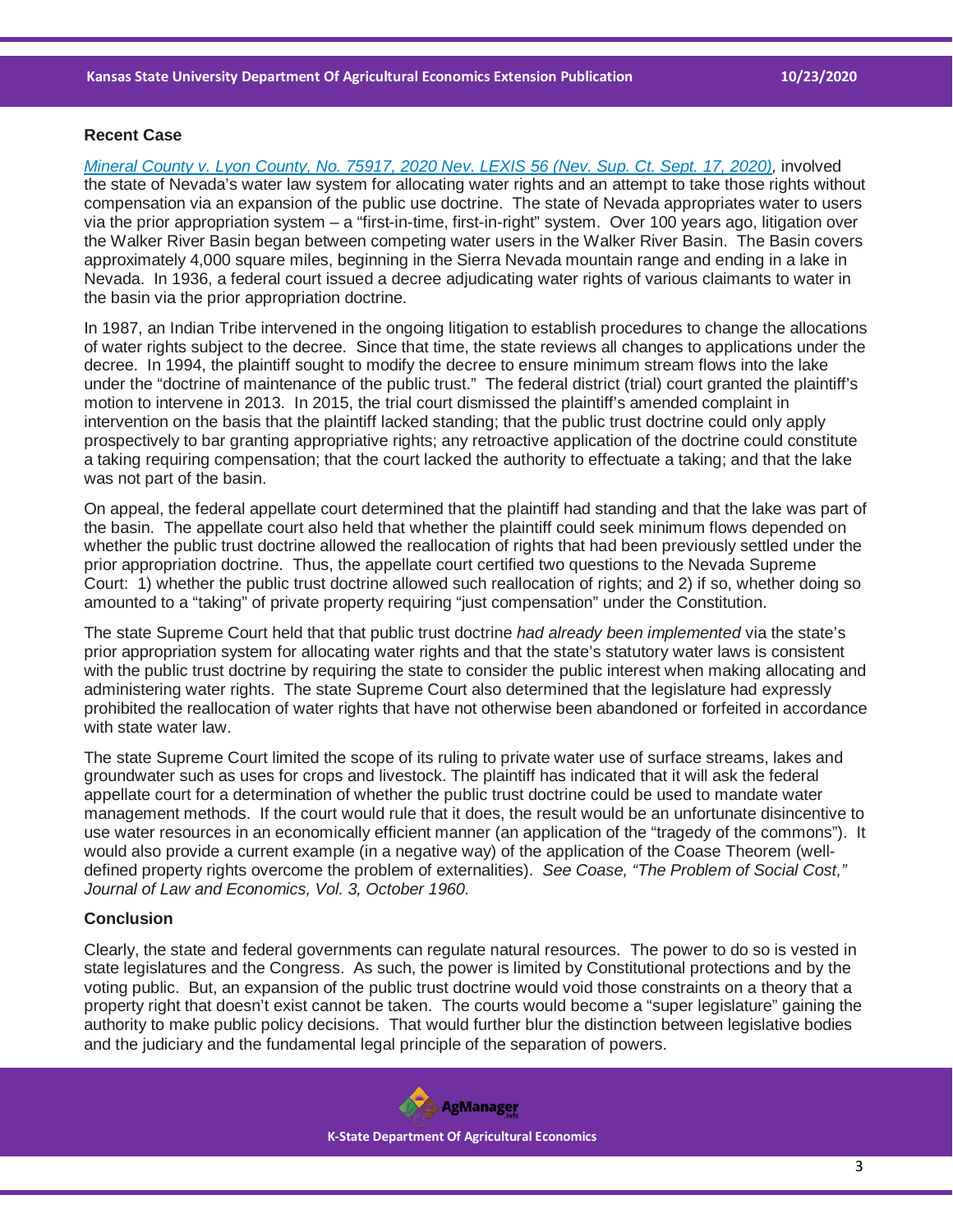## Recent Case

[Mineral County v. Lyon County, No. 75917, 2020 Nev. LEXIS 56 (Nev. Sup. Ct. Sept. 17, 2020)](), involved the state of Nevada's water law system for allocating water rights and an attempt to take those rights without compensation via an expansion of the public use doctrine. The state of Nevada appropriates water to users via the prior appropriation system – a "first-in-time, first-in-right" system. Over 100 years ago, litigation over the Walker River Basin began between competing water users in the Walker River Basin. The Basin covers approximately 4,000 square miles, beginning in the Sierra Nevada mountain range and ending in a lake in Nevada. In 1936, a federal court issued a decree adjudicating water rights of various claimants to water in the basin via the prior appropriation doctrine.

In 1987, an Indian Tribe intervened in the ongoing litigation to establish procedures to change the allocations of water rights subject to the decree. Since that time, the state reviews all changes to applications under the decree. In 1994, the plaintiff sought to modify the decree to ensure minimum stream flows into the lake under the "doctrine of maintenance of the public trust." The federal district (trial) court granted the plaintiff's motion to intervene in 2013. In 2015, the trial court dismissed the plaintiff's amended complaint in intervention on the basis that the plaintiff lacked standing; that the public trust doctrine could only apply prospectively to bar granting appropriative rights; any retroactive application of the doctrine could constitute a taking requiring compensation; that the court lacked the authority to effectuate a taking; and that the lake was not part of the basin.

On appeal, the federal appellate court determined that the plaintiff had standing and that the lake was part of the basin. The appellate court also held that whether the plaintiff could seek minimum flows depended on whether the public trust doctrine allowed the reallocation of rights that had been previously settled under the prior appropriation doctrine. Thus, the appellate court certified two questions to the Nevada Supreme Court: 1) whether the public trust doctrine allowed such reallocation of rights; and 2) if so, whether doing so amounted to a "taking" of private property requiring "just compensation" under the Constitution.

The state Supreme Court held that that public trust doctrine *had already been implemented* via the state's prior appropriation system for allocating water rights and that the state's statutory water laws is consistent with the public trust doctrine by requiring the state to consider the public interest when making allocating and administering water rights. The state Supreme Court also determined that the legislature had expressly prohibited the reallocation of water rights that have not otherwise been abandoned or forfeited in accordance with state water law.

The state Supreme Court limited the scope of its ruling to private water use of surface streams, lakes and groundwater such as uses for crops and livestock. The plaintiff has indicated that it will ask the federal appellate court for a determination of whether the public trust doctrine could be used to mandate water management methods. If the court would rule that it does, the result would be an unfortunate disincentive to use water resources in an economically efficient manner (an application of the "tragedy of the commons"). It would also provide a current example (in a negative way) of the application of the Coase Theorem (well-defined property rights overcome the problem of externalities). *See Coase, "The Problem of Social Cost," Journal of Law and Economics, Vol. 3, October 1960.*

## Conclusion

Clearly, the state and federal governments can regulate natural resources. The power to do so is vested in state legislatures and the Congress. As such, the power is limited by Constitutional protections and by the voting public. But, an expansion of the public trust doctrine would void those constraints on a theory that a property right that doesn't exist cannot be taken. The courts would become a "super legislature" gaining the authority to make public policy decisions. That would further blur the distinction between legislative bodies and the judiciary and the fundamental legal principle of the separation of powers.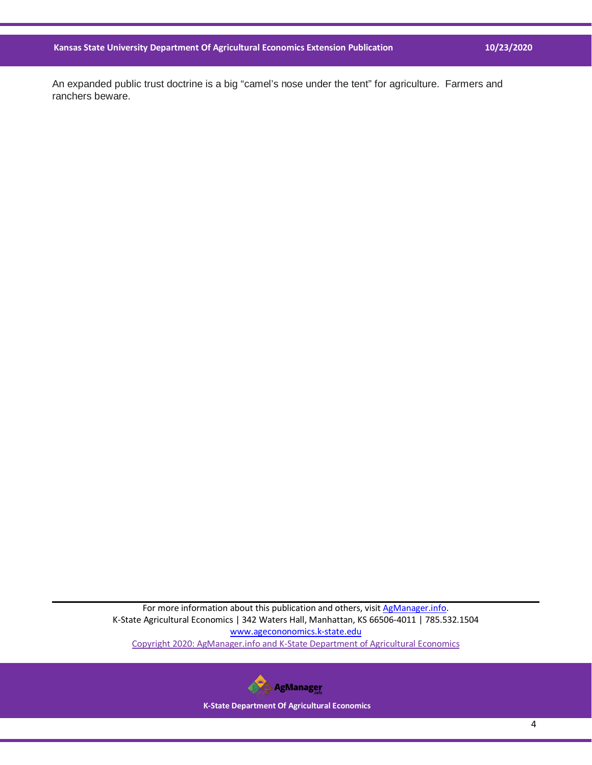An expanded public trust doctrine is a big "camel's nose under the tent" for agriculture. Farmers and ranchers beware.